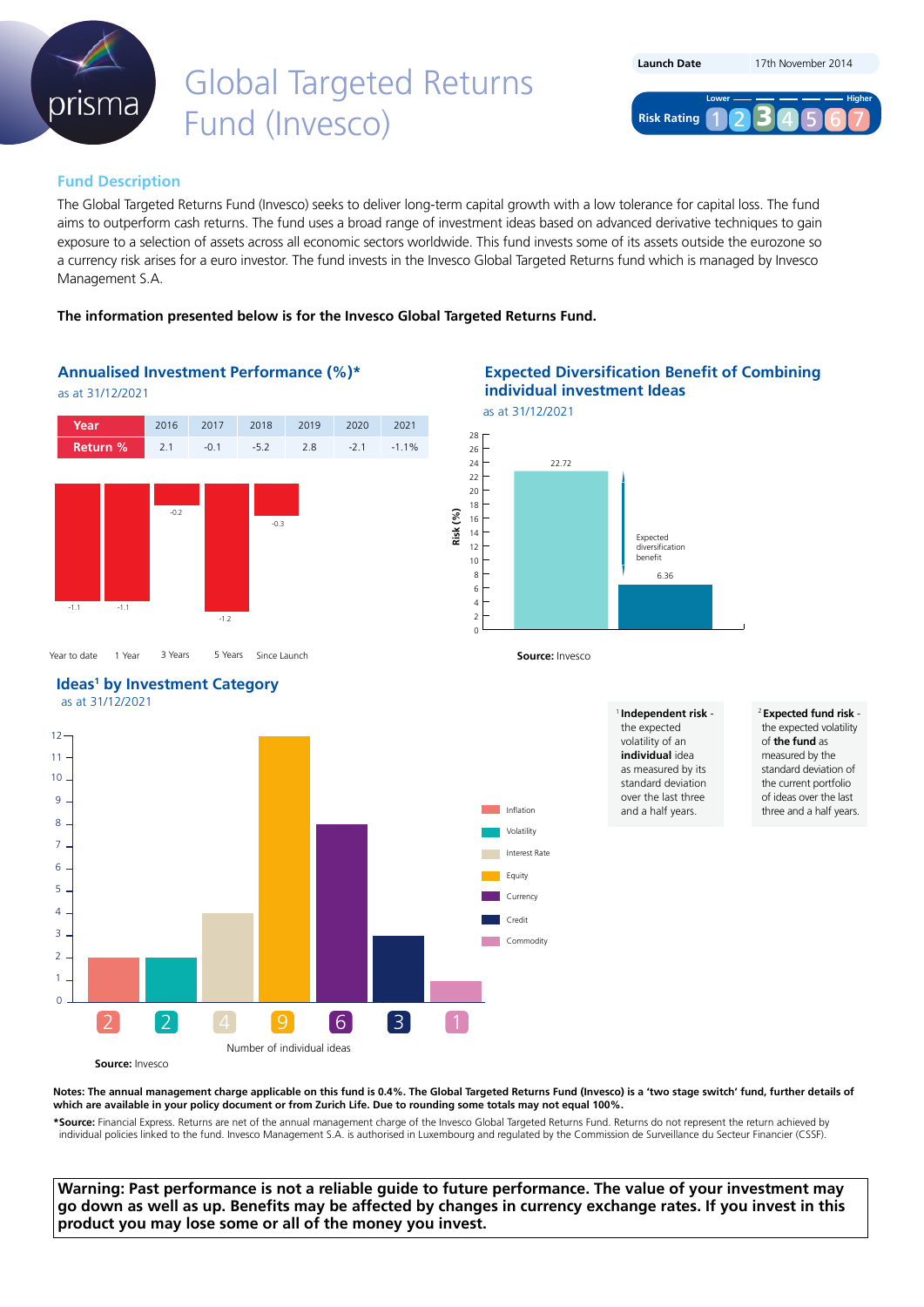# Global Targeted Returns Fund (Invesco)

| Launch Date | 17th November 2014 |
| --- | --- |

Risk Rating: Lower 1 2 **3** 4 5 6 7 Higher

## Fund Description

The Global Targeted Returns Fund (Invesco) seeks to deliver long-term capital growth with a low tolerance for capital loss. The fund aims to outperform cash returns. The fund uses a broad range of investment ideas based on advanced derivative techniques to gain exposure to a selection of assets across all economic sectors worldwide. This fund invests some of its assets outside the eurozone so a currency risk arises for a euro investor. The fund invests in the Invesco Global Targeted Returns fund which is managed by Invesco Management S.A.

**The information presented below is for the Invesco Global Targeted Returns Fund.**

## Annualised Investment Performance (%)*

as at 31/12/2021

| Year | 2016 | 2017 | 2018 | 2019 | 2020 | 2021 |
| --- | --- | --- | --- | --- | --- | --- |
| Return % | 2.1 | -0.1 | -5.2 | 2.8 | -2.1 | -1.1% |

| Year to date | 1 Year | 3 Years | 5 Years | Since Launch |
| --- | --- | --- | --- | --- |
| -1.1 | -1.1 | -0.2 | -1.2 | -0.3 |

## Expected Diversification Benefit of Combining individual investment Ideas

as at 31/12/2021

| | Risk (%) |
| --- | --- |
| Independent risk[1] | 22.72 |
| Expected fund risk[2] | 6.36 |

Expected diversification benefit

**Source:** Invesco

## Ideas[1] by Investment Category

as at 31/12/2021

| Category | Number of individual ideas |
| --- | --- |
| Inflation | 2 |
| Volatility | 2 |
| Interest Rate | 4 |
| Equity | 9 |
| Currency | 6 |
| Credit | 3 |
| Commodity | 1 |

**Source:** Invesco

[1] **Independent risk** - the expected volatility of an **individual** idea as measured by its standard deviation over the last three and a half years.

[2] **Expected fund risk** - the expected volatility of **the fund** as measured by the standard deviation of the current portfolio of ideas over the last three and a half years.

**Notes: The annual management charge applicable on this fund is 0.4%. The Global Targeted Returns Fund (Invesco) is a 'two stage switch' fund, further details of which are available in your policy document or from Zurich Life. Due to rounding some totals may not equal 100%.**

***Source:** Financial Express. Returns are net of the annual management charge of the Invesco Global Targeted Returns Fund. Returns do not represent the return achieved by individual policies linked to the fund. Invesco Management S.A. is authorised in Luxembourg and regulated by the Commission de Surveillance du Secteur Financier (CSSF).

**Warning: Past performance is not a reliable guide to future performance. The value of your investment may go down as well as up. Benefits may be affected by changes in currency exchange rates. If you invest in this product you may lose some or all of the money you invest.**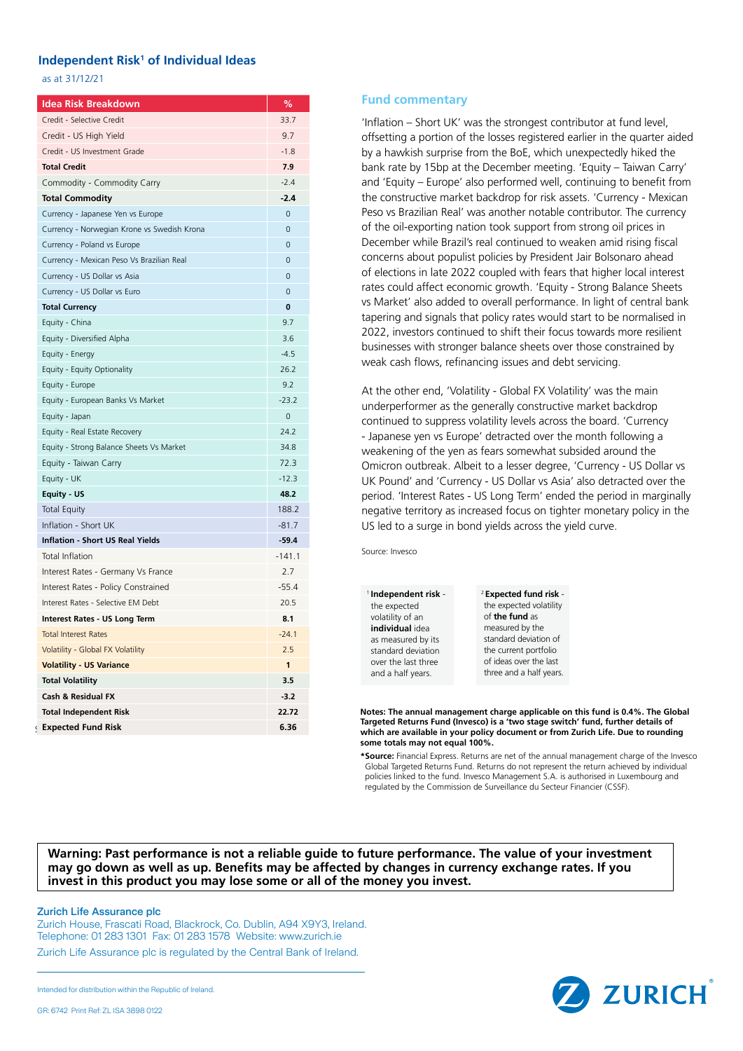## Independent Risk[1] of Individual Ideas

as at 31/12/21

| Idea Risk Breakdown | % |
|---|---|
| Credit - Selective Credit | 33.7 |
| Credit - US High Yield | 9.7 |
| Credit - US Investment Grade | -1.8 |
| **Total Credit** | **7.9** |
| Commodity - Commodity Carry | -2.4 |
| **Total Commodity** | **-2.4** |
| Currency - Japanese Yen vs Europe | 0 |
| Currency - Norwegian Krone vs Swedish Krona | 0 |
| Currency - Poland vs Europe | 0 |
| Currency - Mexican Peso Vs Brazilian Real | 0 |
| Currency - US Dollar vs Asia | 0 |
| Currency - US Dollar vs Euro | 0 |
| **Total Currency** | **0** |
| Equity - China | 9.7 |
| Equity - Diversified Alpha | 3.6 |
| Equity - Energy | -4.5 |
| Equity - Equity Optionality | 26.2 |
| Equity - Europe | 9.2 |
| Equity - European Banks Vs Market | -23.2 |
| Equity - Japan | 0 |
| Equity - Real Estate Recovery | 24.2 |
| Equity - Strong Balance Sheets Vs Market | 34.8 |
| Equity - Taiwan Carry | 72.3 |
| Equity - UK | -12.3 |
| **Equity - US** | **48.2** |
| Total Equity | 188.2 |
| Inflation - Short UK | -81.7 |
| **Inflation - Short US Real Yields** | **-59.4** |
| Total Inflation | -141.1 |
| Interest Rates - Germany Vs France | 2.7 |
| Interest Rates - Policy Constrained | -55.4 |
| Interest Rates - Selective EM Debt | 20.5 |
| **Interest Rates - US Long Term** | **8.1** |
| Total Interest Rates | -24.1 |
| Volatility - Global FX Volatility | 2.5 |
| **Volatility - US Variance** | **1** |
| **Total Volatility** | **3.5** |
| **Cash & Residual FX** | **-3.2** |
| **Total Independent Risk** | **22.72** |
| **Expected Fund Risk** | **6.36** |

## Fund commentary

'Inflation – Short UK' was the strongest contributor at fund level, offsetting a portion of the losses registered earlier in the quarter aided by a hawkish surprise from the BoE, which unexpectedly hiked the bank rate by 15bp at the December meeting. 'Equity – Taiwan Carry' and 'Equity – Europe' also performed well, continuing to benefit from the constructive market backdrop for risk assets. 'Currency - Mexican Peso vs Brazilian Real' was another notable contributor. The currency of the oil-exporting nation took support from strong oil prices in December while Brazil's real continued to weaken amid rising fiscal concerns about populist policies by President Jair Bolsonaro ahead of elections in late 2022 coupled with fears that higher local interest rates could affect economic growth. 'Equity - Strong Balance Sheets vs Market' also added to overall performance. In light of central bank tapering and signals that policy rates would start to be normalised in 2022, investors continued to shift their focus towards more resilient businesses with stronger balance sheets over those constrained by weak cash flows, refinancing issues and debt servicing.

At the other end, 'Volatility - Global FX Volatility' was the main underperformer as the generally constructive market backdrop continued to suppress volatility levels across the board. 'Currency - Japanese yen vs Europe' detracted over the month following a weakening of the yen as fears somewhat subsided around the Omicron outbreak. Albeit to a lesser degree, 'Currency - US Dollar vs UK Pound' and 'Currency - US Dollar vs Asia' also detracted over the period. 'Interest Rates - US Long Term' ended the period in marginally negative territory as increased focus on tighter monetary policy in the US led to a surge in bond yields across the yield curve.

Source: Invesco

[1] **Independent risk** - the expected volatility of an **individual** idea as measured by its standard deviation over the last three and a half years.

[2] **Expected fund risk** - the expected volatility of **the fund** as measured by the standard deviation of the current portfolio of ideas over the last three and a half years.

**Notes: The annual management charge applicable on this fund is 0.4%. The Global Targeted Returns Fund (Invesco) is a 'two stage switch' fund, further details of which are available in your policy document or from Zurich Life. Due to rounding some totals may not equal 100%.**

***Source:** Financial Express. Returns are net of the annual management charge of the Invesco Global Targeted Returns Fund. Returns do not represent the return achieved by individual policies linked to the fund. Invesco Management S.A. is authorised in Luxembourg and regulated by the Commission de Surveillance du Secteur Financier (CSSF).

**Warning: Past performance is not a reliable guide to future performance. The value of your investment may go down as well as up. Benefits may be affected by changes in currency exchange rates. If you invest in this product you may lose some or all of the money you invest.**

**Zurich Life Assurance plc**
Zurich House, Frascati Road, Blackrock, Co. Dublin, A94 X9Y3, Ireland.
Telephone: 01 283 1301 Fax: 01 283 1578 Website: www.zurich.ie
Zurich Life Assurance plc is regulated by the Central Bank of Ireland.

Intended for distribution within the Republic of Ireland.

GR: 6742 Print Ref: ZL ISA 3898 0122